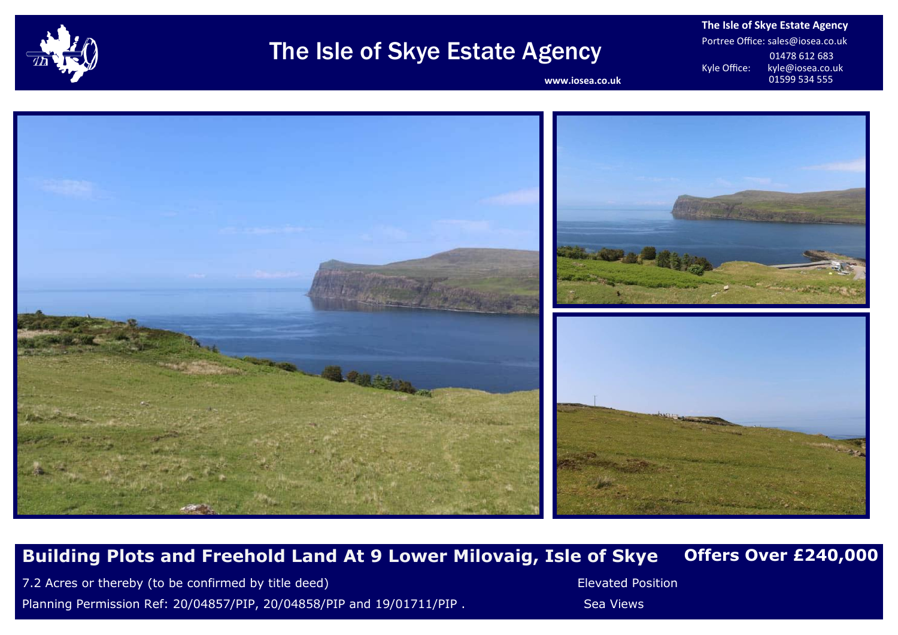# The Isle of Skye Estate Agency

www.iosea.co.uk

**The Isle of Skye Estate Agency**

Portree Office: sales@iosea.co.uk
01478 612 683

Kyle Office: kyle@iosea.co.uk
01599 534 555

## Building Plots and Freehold Land At 9 Lower Milovaig, Isle of Skye

**Offers Over £240,000**

7.2 Acres or thereby (to be confirmed by title deed)

Planning Permission Ref: 20/04857/PIP, 20/04858/PIP and 19/01711/PIP .

Elevated Position

Sea Views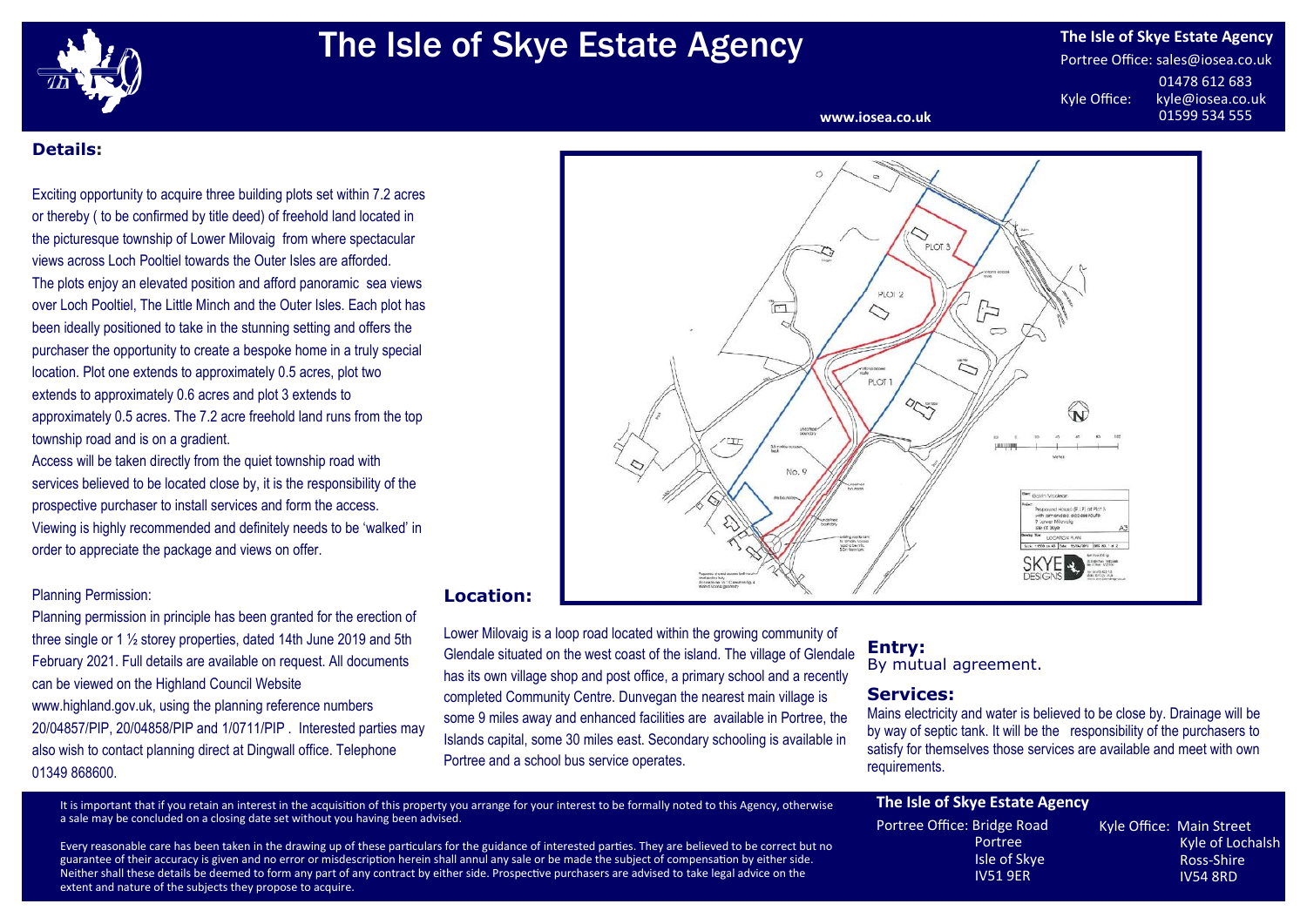# The Isle of Skye Estate Agency

**The Isle of Skye Estate Agency**
Portree Office: sales@iosea.co.uk
01478 612 683
Kyle Office: kyle@iosea.co.uk
01599 534 555

www.iosea.co.uk

## Details:

Exciting opportunity to acquire three building plots set within 7.2 acres or thereby ( to be confirmed by title deed) of freehold land located in the picturesque township of Lower Milovaig from where spectacular views across Loch Pooltiel towards the Outer Isles are afforded.
The plots enjoy an elevated position and afford panoramic sea views over Loch Pooltiel, The Little Minch and the Outer Isles. Each plot has been ideally positioned to take in the stunning setting and offers the purchaser the opportunity to create a bespoke home in a truly special location. Plot one extends to approximately 0.5 acres, plot two extends to approximately 0.6 acres and plot 3 extends to approximately 0.5 acres. The 7.2 acre freehold land runs from the top township road and is on a gradient.
Access will be taken directly from the quiet township road with services believed to be located close by, it is the responsibility of the prospective purchaser to install services and form the access.
Viewing is highly recommended and definitely needs to be 'walked' in order to appreciate the package and views on offer.

Planning Permission:

Planning permission in principle has been granted for the erection of three single or 1 ½ storey properties, dated 14th June 2019 and 5th February 2021. Full details are available on request. All documents can be viewed on the Highland Council Website www.highland.gov.uk, using the planning reference numbers 20/04857/PIP, 20/04858/PIP and 1/0711/PIP . Interested parties may also wish to contact planning direct at Dingwall office. Telephone 01349 868600.

PLOT 3
PLOT 2
PLOT 1
No. 9
SKYE DESIGNS

## Location:

Lower Milovaig is a loop road located within the growing community of Glendale situated on the west coast of the island. The village of Glendale has its own village shop and post office, a primary school and a recently completed Community Centre. Dunvegan the nearest main village is some 9 miles away and enhanced facilities are available in Portree, the Islands capital, some 30 miles east. Secondary schooling is available in Portree and a school bus service operates.

## Entry:

By mutual agreement.

## Services:

Mains electricity and water is believed to be close by. Drainage will be by way of septic tank. It will be the responsibility of the purchasers to satisfy for themselves those services are available and meet with own requirements.

It is important that if you retain an interest in the acquisition of this property you arrange for your interest to be formally noted to this Agency, otherwise a sale may be concluded on a closing date set without you having been advised.

Every reasonable care has been taken in the drawing up of these particulars for the guidance of interested parties. They are believed to be correct but no guarantee of their accuracy is given and no error or misdescription herein shall annul any sale or be made the subject of compensation by either side. Neither shall these details be deemed to form any part of any contract by either side. Prospective purchasers are advised to take legal advice on the extent and nature of the subjects they propose to acquire.

**The Isle of Skye Estate Agency**

Portree Office: Bridge Road
Portree
Isle of Skye
IV51 9ER

Kyle Office: Main Street
Kyle of Lochalsh
Ross-Shire
IV54 8RD